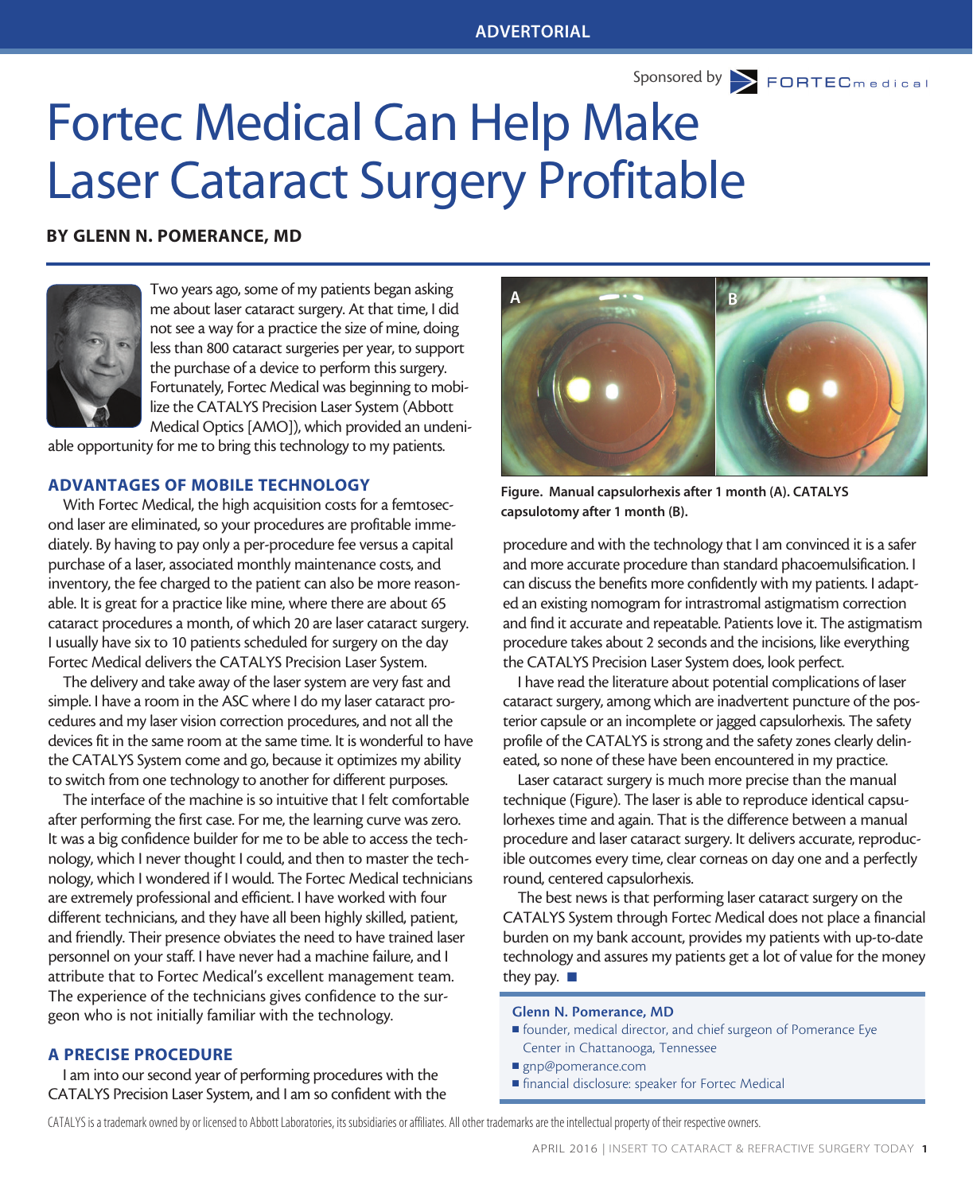ADVERTORIAL

Sponsored by FORTECmedical

# Fortec Medical Can Help Make Laser Cataract Surgery Profitable

**BY GLENN N. POMERANCE, MD**

Two years ago, some of my patients began asking me about laser cataract surgery. At that time, I did not see a way for a practice the size of mine, doing less than 800 cataract surgeries per year, to support the purchase of a device to perform this surgery. Fortunately, Fortec Medical was beginning to mobilize the CATALYS Precision Laser System (Abbott Medical Optics [AMO]), which provided an undeniable opportunity for me to bring this technology to my patients.

## ADVANTAGES OF MOBILE TECHNOLOGY

With Fortec Medical, the high acquisition costs for a femtosecond laser are eliminated, so your procedures are profitable immediately. By having to pay only a per-procedure fee versus a capital purchase of a laser, associated monthly maintenance costs, and inventory, the fee charged to the patient can also be more reasonable. It is great for a practice like mine, where there are about 65 cataract procedures a month, of which 20 are laser cataract surgery. I usually have six to 10 patients scheduled for surgery on the day Fortec Medical delivers the CATALYS Precision Laser System.

The delivery and take away of the laser system are very fast and simple. I have a room in the ASC where I do my laser cataract procedures and my laser vision correction procedures, and not all the devices fit in the same room at the same time. It is wonderful to have the CATALYS System come and go, because it optimizes my ability to switch from one technology to another for different purposes.

The interface of the machine is so intuitive that I felt comfortable after performing the first case. For me, the learning curve was zero. It was a big confidence builder for me to be able to access the technology, which I never thought I could, and then to master the technology, which I wondered if I would. The Fortec Medical technicians are extremely professional and efficient. I have worked with four different technicians, and they have all been highly skilled, patient, and friendly. Their presence obviates the need to have trained laser personnel on your staff. I have never had a machine failure, and I attribute that to Fortec Medical's excellent management team. The experience of the technicians gives confidence to the surgeon who is not initially familiar with the technology.

## A PRECISE PROCEDURE

I am into our second year of performing procedures with the CATALYS Precision Laser System, and I am so confident with the procedure and with the technology that I am convinced it is a safer and more accurate procedure than standard phacoemulsification. I can discuss the benefits more confidently with my patients. I adapted an existing nomogram for intrastromal astigmatism correction and find it accurate and repeatable. Patients love it. The astigmatism procedure takes about 2 seconds and the incisions, like everything the CATALYS Precision Laser System does, look perfect.

**Figure. Manual capsulorhexis after 1 month (A). CATALYS capsulotomy after 1 month (B).**

I have read the literature about potential complications of laser cataract surgery, among which are inadvertent puncture of the posterior capsule or an incomplete or jagged capsulorhexis. The safety profile of the CATALYS is strong and the safety zones clearly delineated, so none of these have been encountered in my practice.

Laser cataract surgery is much more precise than the manual technique (Figure). The laser is able to reproduce identical capsulorhexes time and again. That is the difference between a manual procedure and laser cataract surgery. It delivers accurate, reproducible outcomes every time, clear corneas on day one and a perfectly round, centered capsulorhexis.

The best news is that performing laser cataract surgery on the CATALYS System through Fortec Medical does not place a financial burden on my bank account, provides my patients with up-to-date technology and assures my patients get a lot of value for the money they pay. ■

**Glenn N. Pomerance, MD**
- founder, medical director, and chief surgeon of Pomerance Eye Center in Chattanooga, Tennessee
- gnp@pomerance.com
- financial disclosure: speaker for Fortec Medical

CATALYS is a trademark owned by or licensed to Abbott Laboratories, its subsidiaries or affiliates. All other trademarks are the intellectual property of their respective owners.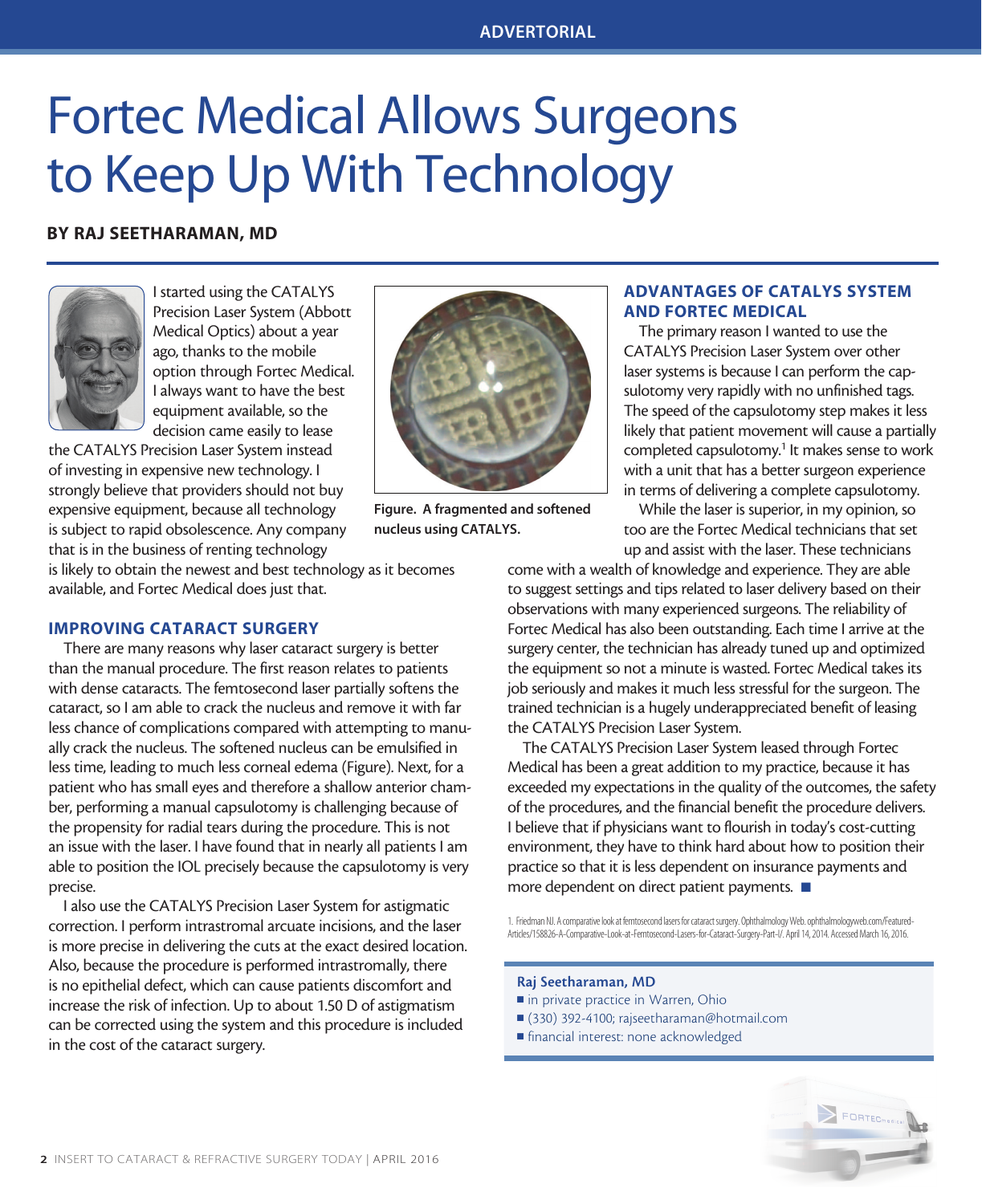ADVERTORIAL

# Fortec Medical Allows Surgeons to Keep Up With Technology

**BY RAJ SEETHARAMAN, MD**

I started using the CATALYS Precision Laser System (Abbott Medical Optics) about a year ago, thanks to the mobile option through Fortec Medical. I always want to have the best equipment available, so the decision came easily to lease the CATALYS Precision Laser System instead of investing in expensive new technology. I strongly believe that providers should not buy expensive equipment, because all technology is subject to rapid obsolescence. Any company that is in the business of renting technology is likely to obtain the newest and best technology as it becomes available, and Fortec Medical does just that.

**Figure. A fragmented and softened nucleus using CATALYS.**

## IMPROVING CATARACT SURGERY

There are many reasons why laser cataract surgery is better than the manual procedure. The first reason relates to patients with dense cataracts. The femtosecond laser partially softens the cataract, so I am able to crack the nucleus and remove it with far less chance of complications compared with attempting to manually crack the nucleus. The softened nucleus can be emulsified in less time, leading to much less corneal edema (Figure). Next, for a patient who has small eyes and therefore a shallow anterior chamber, performing a manual capsulotomy is challenging because of the propensity for radial tears during the procedure. This is not an issue with the laser. I have found that in nearly all patients I am able to position the IOL precisely because the capsulotomy is very precise.

I also use the CATALYS Precision Laser System for astigmatic correction. I perform intrastromal arcuate incisions, and the laser is more precise in delivering the cuts at the exact desired location. Also, because the procedure is performed intrastromally, there is no epithelial defect, which can cause patients discomfort and increase the risk of infection. Up to about 1.50 D of astigmatism can be corrected using the system and this procedure is included in the cost of the cataract surgery.

## ADVANTAGES OF CATALYS SYSTEM AND FORTEC MEDICAL

The primary reason I wanted to use the CATALYS Precision Laser System over other laser systems is because I can perform the capsulotomy very rapidly with no unfinished tags. The speed of the capsulotomy step makes it less likely that patient movement will cause a partially completed capsulotomy.[1] It makes sense to work with a unit that has a better surgeon experience in terms of delivering a complete capsulotomy.

While the laser is superior, in my opinion, so too are the Fortec Medical technicians that set up and assist with the laser. These technicians come with a wealth of knowledge and experience. They are able to suggest settings and tips related to laser delivery based on their observations with many experienced surgeons. The reliability of Fortec Medical has also been outstanding. Each time I arrive at the surgery center, the technician has already tuned up and optimized the equipment so not a minute is wasted. Fortec Medical takes its job seriously and makes it much less stressful for the surgeon. The trained technician is a hugely underappreciated benefit of leasing the CATALYS Precision Laser System.

The CATALYS Precision Laser System leased through Fortec Medical has been a great addition to my practice, because it has exceeded my expectations in the quality of the outcomes, the safety of the procedures, and the financial benefit the procedure delivers. I believe that if physicians want to flourish in today's cost-cutting environment, they have to think hard about how to position their practice so that it is less dependent on insurance payments and more dependent on direct patient payments. ■

1. Friedman NJ. A comparative look at femtosecond lasers for cataract surgery. Ophthalmology Web. ophthalmologyweb.com/Featured-Articles/158826-A-Comparative-Look-at-Femtosecond-Lasers-for-Cataract-Surgery-Part-I/. April 14, 2014. Accessed March 16, 2016.

**Raj Seetharaman, MD**
- in private practice in Warren, Ohio
- (330) 392-4100; rajseetharaman@hotmail.com
- financial interest: none acknowledged